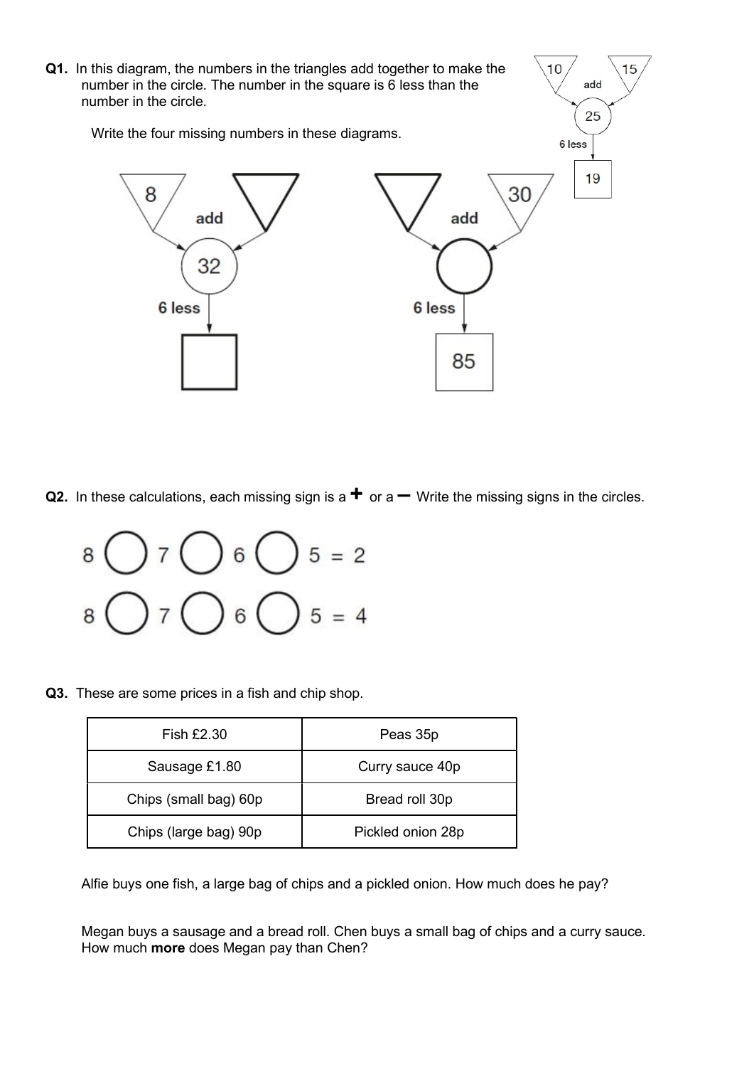**Q1.** In this diagram, the numbers in the triangles add together to make the number in the circle. The number in the square is 6 less than the number in the circle.

10 add 15

25

6 less

19

Write the four missing numbers in these diagrams.

8 add

32

6 less

add 30

6 less

85

**Q2.** In these calculations, each missing sign is a + or a – Write the missing signs in the circles.

8 ◯ 7 ◯ 6 ◯ 5 = 2

8 ◯ 7 ◯ 6 ◯ 5 = 4

**Q3.** These are some prices in a fish and chip shop.

| | |
|---|---|
| Fish £2.30 | Peas 35p |
| Sausage £1.80 | Curry sauce 40p |
| Chips (small bag) 60p | Bread roll 30p |
| Chips (large bag) 90p | Pickled onion 28p |

Alfie buys one fish, a large bag of chips and a pickled onion. How much does he pay?

Megan buys a sausage and a bread roll. Chen buys a small bag of chips and a curry sauce. How much **more** does Megan pay than Chen?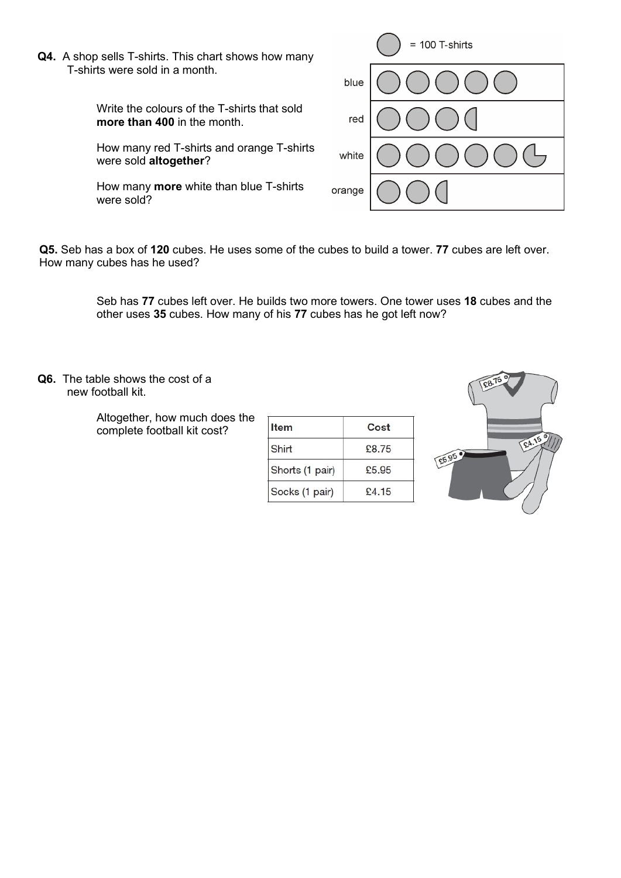**Q4.** A shop sells T-shirts. This chart shows how many T-shirts were sold in a month.

Write the colours of the T-shirts that sold **more than 400** in the month.

How many red T-shirts and orange T-shirts were sold **altogether**?

How many **more** white than blue T-shirts were sold?

= 100 T-shirts

blue

red

white

orange

**Q5.** Seb has a box of **120** cubes. He uses some of the cubes to build a tower. **77** cubes are left over. How many cubes has he used?

Seb has **77** cubes left over. He builds two more towers. One tower uses **18** cubes and the other uses **35** cubes. How many of his **77** cubes has he got left now?

**Q6.** The table shows the cost of a new football kit.

Altogether, how much does the complete football kit cost?

| Item | Cost |
|---|---|
| Shirt | £8.75 |
| Shorts (1 pair) | £5.95 |
| Socks (1 pair) | £4.15 |

£8.75

£4.15

£5.95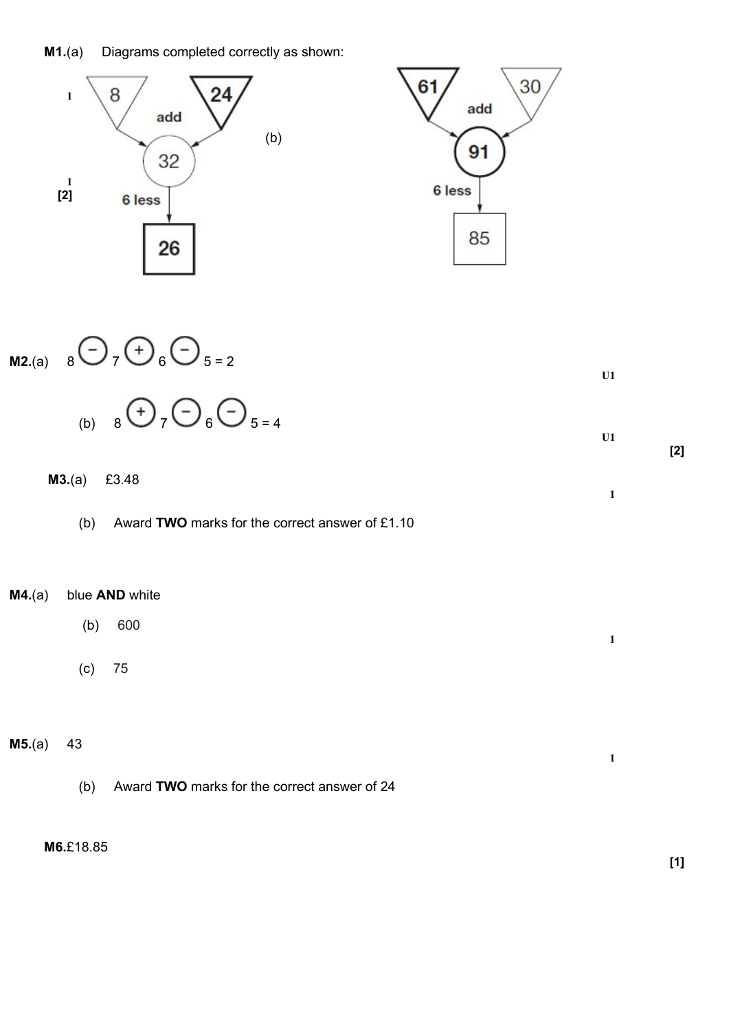**M1.**(a) Diagrams completed correctly as shown:

1

8
add
24
32
6 less
26

1
[2]

(b)

61
add
30
91
6 less
85

**M2.**(a) 8 − 7 + 6 − 5 = 2

U1

(b) 8 + 7 − 6 − 5 = 4

U1

[2]

**M3.**(a) £3.48

1

(b) Award **TWO** marks for the correct answer of £1.10

**M4.**(a) blue **AND** white

(b) 600

1

(c) 75

**M5.**(a) 43

1

(b) Award **TWO** marks for the correct answer of 24

**M6.**£18.85

[1]